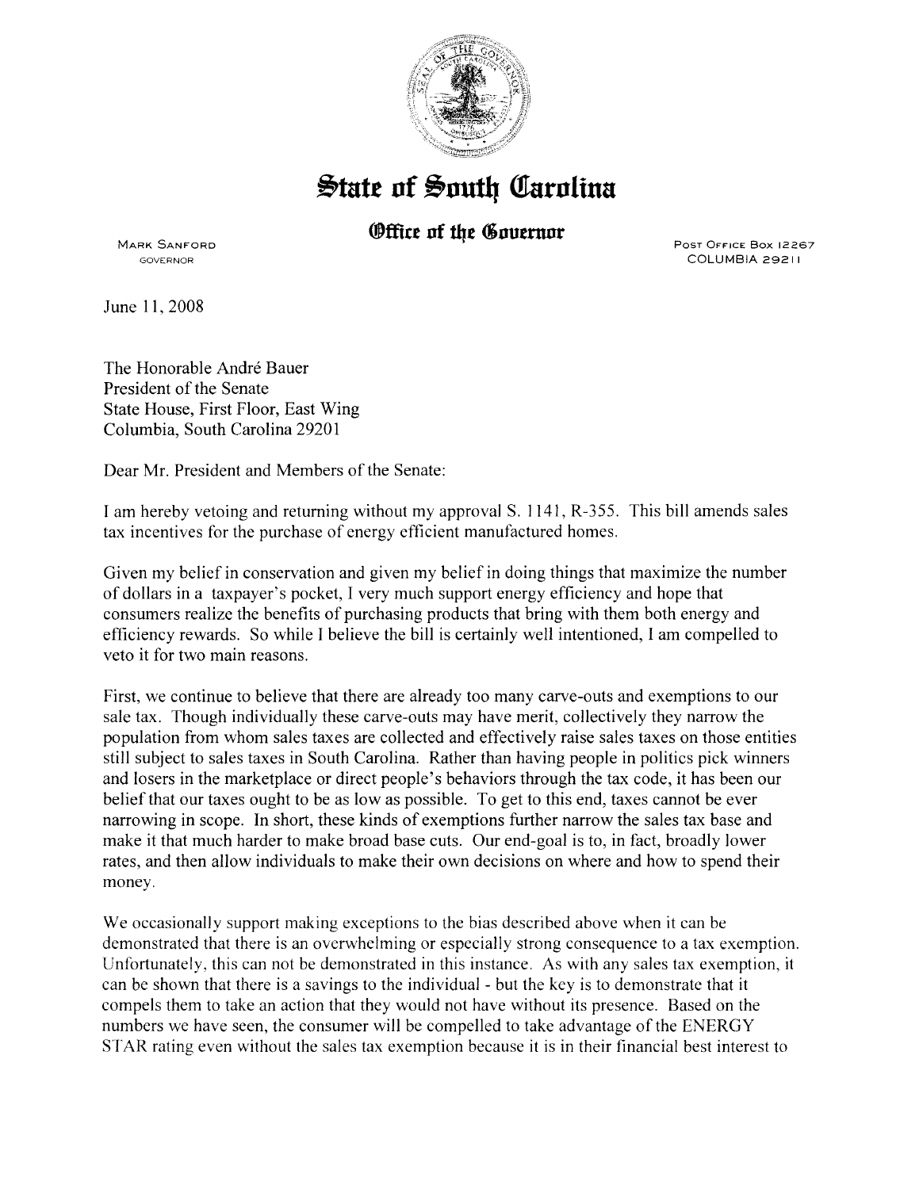# State of South Carolina

## Office of the Governor

MARK SANFORD
GOVERNOR

POST OFFICE BOX 12267
COLUMBIA 29211

June 11, 2008

The Honorable André Bauer
President of the Senate
State House, First Floor, East Wing
Columbia, South Carolina 29201

Dear Mr. President and Members of the Senate:

I am hereby vetoing and returning without my approval S. 1141, R-355. This bill amends sales tax incentives for the purchase of energy efficient manufactured homes.

Given my belief in conservation and given my belief in doing things that maximize the number of dollars in a taxpayer's pocket, I very much support energy efficiency and hope that consumers realize the benefits of purchasing products that bring with them both energy and efficiency rewards. So while I believe the bill is certainly well intentioned, I am compelled to veto it for two main reasons.

First, we continue to believe that there are already too many carve-outs and exemptions to our sale tax. Though individually these carve-outs may have merit, collectively they narrow the population from whom sales taxes are collected and effectively raise sales taxes on those entities still subject to sales taxes in South Carolina. Rather than having people in politics pick winners and losers in the marketplace or direct people's behaviors through the tax code, it has been our belief that our taxes ought to be as low as possible. To get to this end, taxes cannot be ever narrowing in scope. In short, these kinds of exemptions further narrow the sales tax base and make it that much harder to make broad base cuts. Our end-goal is to, in fact, broadly lower rates, and then allow individuals to make their own decisions on where and how to spend their money.

We occasionally support making exceptions to the bias described above when it can be demonstrated that there is an overwhelming or especially strong consequence to a tax exemption. Unfortunately, this can not be demonstrated in this instance. As with any sales tax exemption, it can be shown that there is a savings to the individual - but the key is to demonstrate that it compels them to take an action that they would not have without its presence. Based on the numbers we have seen, the consumer will be compelled to take advantage of the ENERGY STAR rating even without the sales tax exemption because it is in their financial best interest to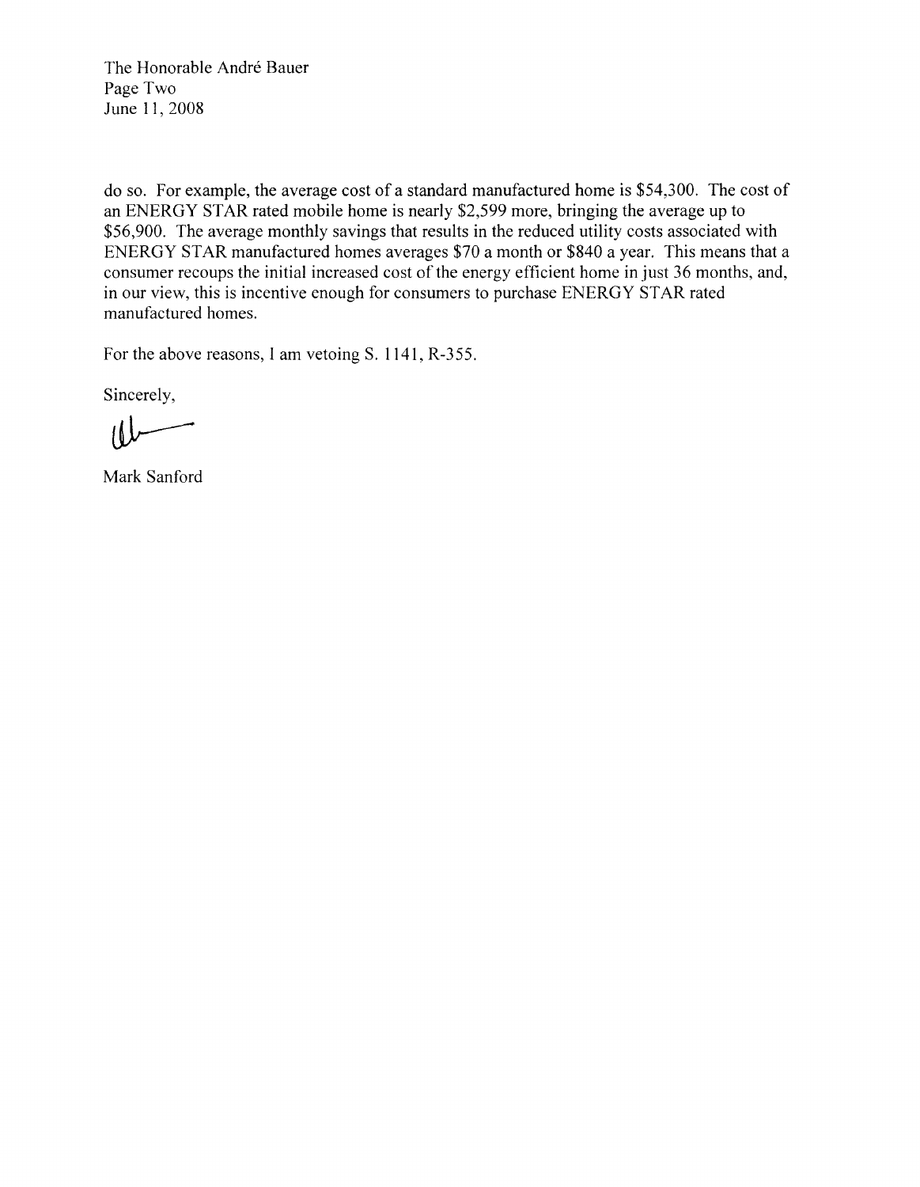do so. For example, the average cost of a standard manufactured home is $54,300. The cost of an ENERGY STAR rated mobile home is nearly $2,599 more, bringing the average up to $56,900. The average monthly savings that results in the reduced utility costs associated with ENERGY STAR manufactured homes averages $70 a month or $840 a year. This means that a consumer recoups the initial increased cost of the energy efficient home in just 36 months, and, in our view, this is incentive enough for consumers to purchase ENERGY STAR rated manufactured homes.

For the above reasons, I am vetoing S. 1141, R-355.

Sincerely,

Mark Sanford